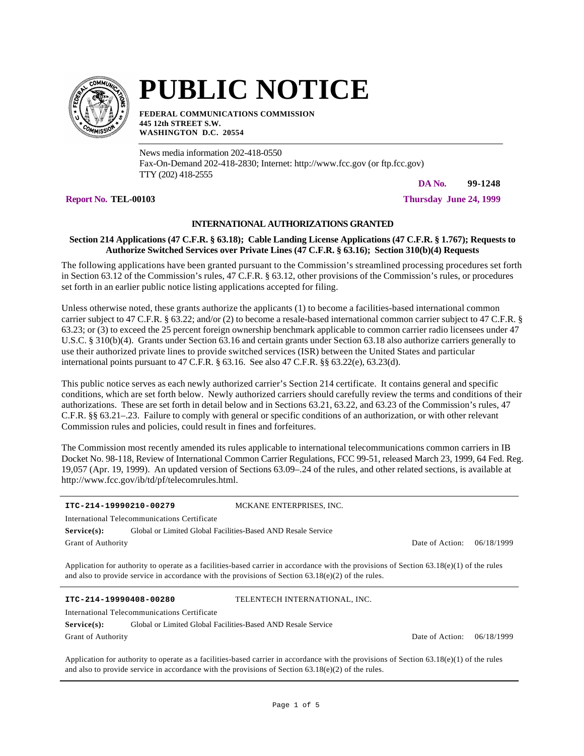# PUBLIC NOTICE

**FEDERAL COMMUNICATIONS COMMISSION**
**445 12th STREET S.W.**
**WASHINGTON D.C. 20554**

News media information 202-418-0550
Fax-On-Demand 202-418-2830; Internet: http://www.fcc.gov (or ftp.fcc.gov)
TTY (202) 418-2555

**DA No. 99-1248**

**Report No. TEL-00103** **Thursday June 24, 1999**

### INTERNATIONAL AUTHORIZATIONS GRANTED

**Section 214 Applications (47 C.F.R. § 63.18); Cable Landing License Applications (47 C.F.R. § 1.767); Requests to Authorize Switched Services over Private Lines (47 C.F.R. § 63.16); Section 310(b)(4) Requests**

The following applications have been granted pursuant to the Commission's streamlined processing procedures set forth in Section 63.12 of the Commission's rules, 47 C.F.R. § 63.12, other provisions of the Commission's rules, or procedures set forth in an earlier public notice listing applications accepted for filing.

Unless otherwise noted, these grants authorize the applicants (1) to become a facilities-based international common carrier subject to 47 C.F.R. § 63.22; and/or (2) to become a resale-based international common carrier subject to 47 C.F.R. § 63.23; or (3) to exceed the 25 percent foreign ownership benchmark applicable to common carrier radio licensees under 47 U.S.C. § 310(b)(4). Grants under Section 63.16 and certain grants under Section 63.18 also authorize carriers generally to use their authorized private lines to provide switched services (ISR) between the United States and particular international points pursuant to 47 C.F.R. § 63.16. See also 47 C.F.R. §§ 63.22(e), 63.23(d).

This public notice serves as each newly authorized carrier's Section 214 certificate. It contains general and specific conditions, which are set forth below. Newly authorized carriers should carefully review the terms and conditions of their authorizations. These are set forth in detail below and in Sections 63.21, 63.22, and 63.23 of the Commission's rules, 47 C.F.R. §§ 63.21–.23. Failure to comply with general or specific conditions of an authorization, or with other relevant Commission rules and policies, could result in fines and forfeitures.

The Commission most recently amended its rules applicable to international telecommunications common carriers in IB Docket No. 98-118, Review of International Common Carrier Regulations, FCC 99-51, released March 23, 1999, 64 Fed. Reg. 19,057 (Apr. 19, 1999). An updated version of Sections 63.09–.24 of the rules, and other related sections, is available at http://www.fcc.gov/ib/td/pf/telecomrules.html.

---

**ITC-214-19990210-00279** MCKANE ENTERPRISES, INC.

International Telecommunications Certificate

**Service(s):** Global or Limited Global Facilities-Based AND Resale Service

Grant of Authority Date of Action: 06/18/1999

Application for authority to operate as a facilities-based carrier in accordance with the provisions of Section 63.18(e)(1) of the rules and also to provide service in accordance with the provisions of Section 63.18(e)(2) of the rules.

---

**ITC-214-19990408-00280** TELENTECH INTERNATIONAL, INC.

International Telecommunications Certificate

**Service(s):** Global or Limited Global Facilities-Based AND Resale Service

Grant of Authority Date of Action: 06/18/1999

Application for authority to operate as a facilities-based carrier in accordance with the provisions of Section 63.18(e)(1) of the rules and also to provide service in accordance with the provisions of Section 63.18(e)(2) of the rules.

---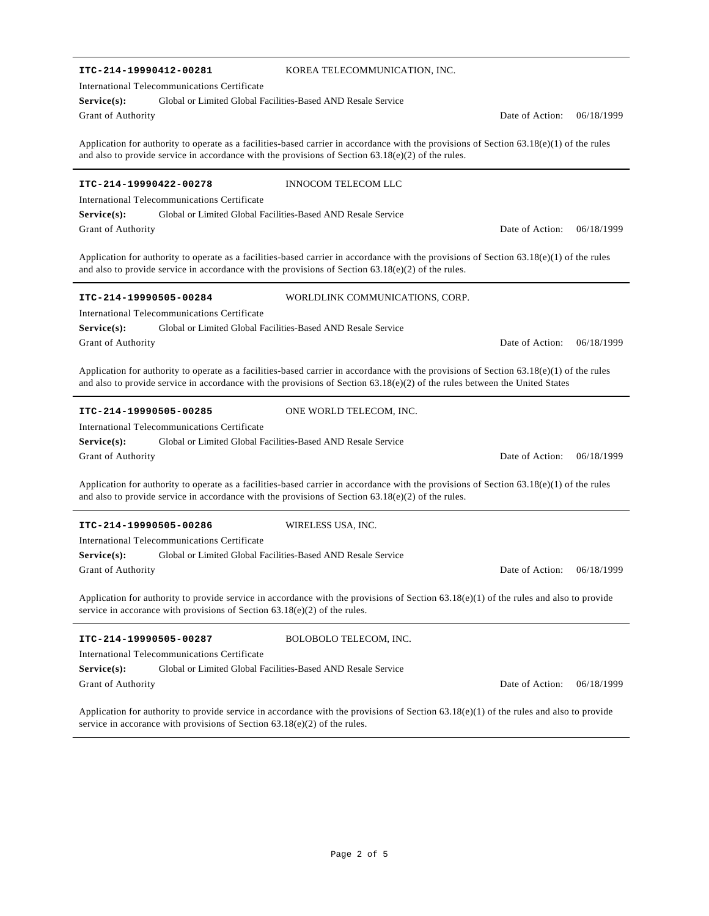---

**ITC-214-19990412-00281** KOREA TELECOMMUNICATION, INC.

International Telecommunications Certificate

**Service(s):** Global or Limited Global Facilities-Based AND Resale Service

Grant of Authority Date of Action: 06/18/1999

Application for authority to operate as a facilities-based carrier in accordance with the provisions of Section 63.18(e)(1) of the rules and also to provide service in accordance with the provisions of Section 63.18(e)(2) of the rules.

---

**ITC-214-19990422-00278** INNOCOM TELECOM LLC

International Telecommunications Certificate

**Service(s):** Global or Limited Global Facilities-Based AND Resale Service

Grant of Authority Date of Action: 06/18/1999

Application for authority to operate as a facilities-based carrier in accordance with the provisions of Section 63.18(e)(1) of the rules and also to provide service in accordance with the provisions of Section 63.18(e)(2) of the rules.

---

**ITC-214-19990505-00284** WORLDLINK COMMUNICATIONS, CORP.

International Telecommunications Certificate

**Service(s):** Global or Limited Global Facilities-Based AND Resale Service

Grant of Authority Date of Action: 06/18/1999

Application for authority to operate as a facilities-based carrier in accordance with the provisions of Section 63.18(e)(1) of the rules and also to provide service in accordance with the provisions of Section 63.18(e)(2) of the rules between the United States

---

**ITC-214-19990505-00285** ONE WORLD TELECOM, INC.

International Telecommunications Certificate

**Service(s):** Global or Limited Global Facilities-Based AND Resale Service

Grant of Authority Date of Action: 06/18/1999

Application for authority to operate as a facilities-based carrier in accordance with the provisions of Section 63.18(e)(1) of the rules and also to provide service in accordance with the provisions of Section 63.18(e)(2) of the rules.

---

**ITC-214-19990505-00286** WIRELESS USA, INC.

International Telecommunications Certificate

**Service(s):** Global or Limited Global Facilities-Based AND Resale Service

Grant of Authority Date of Action: 06/18/1999

Application for authority to provide service in accordance with the provisions of Section 63.18(e)(1) of the rules and also to provide service in accorance with provisions of Section 63.18(e)(2) of the rules.

---

**ITC-214-19990505-00287** BOLOBOLO TELECOM, INC.

International Telecommunications Certificate

**Service(s):** Global or Limited Global Facilities-Based AND Resale Service

Grant of Authority Date of Action: 06/18/1999

Application for authority to provide service in accordance with the provisions of Section 63.18(e)(1) of the rules and also to provide service in accorance with provisions of Section 63.18(e)(2) of the rules.

---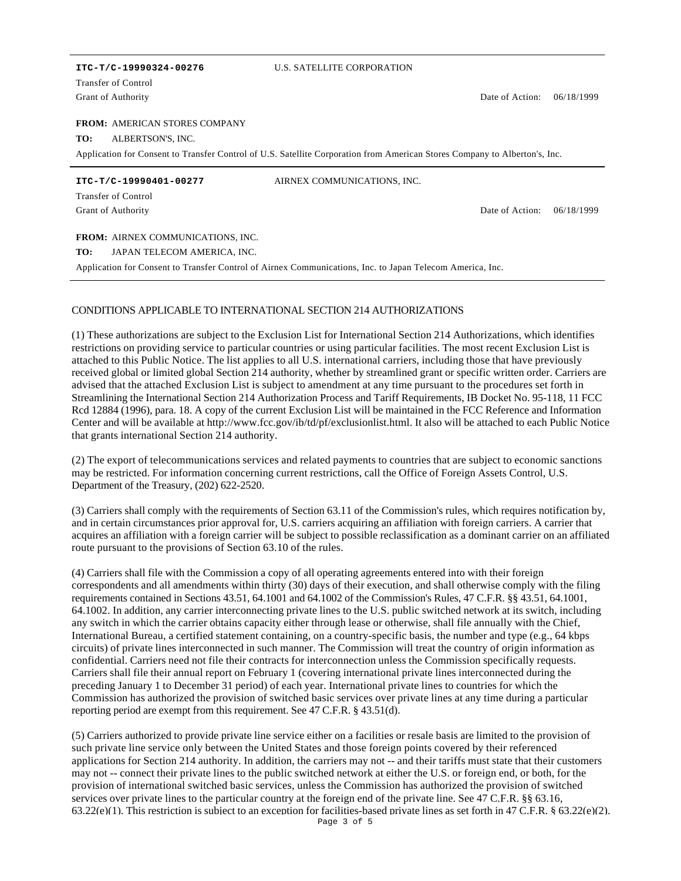**ITC-T/C-19990324-00276** U.S. SATELLITE CORPORATION

Transfer of Control

Grant of Authority Date of Action: 06/18/1999

**FROM:** AMERICAN STORES COMPANY

**TO:** ALBERTSON'S, INC.

Application for Consent to Transfer Control of U.S. Satellite Corporation from American Stores Company to Alberton's, Inc.

---

**ITC-T/C-19990401-00277** AIRNEX COMMUNICATIONS, INC.

Transfer of Control

Grant of Authority Date of Action: 06/18/1999

**FROM:** AIRNEX COMMUNICATIONS, INC.

**TO:** JAPAN TELECOM AMERICA, INC.

Application for Consent to Transfer Control of Airnex Communications, Inc. to Japan Telecom America, Inc.

---

CONDITIONS APPLICABLE TO INTERNATIONAL SECTION 214 AUTHORIZATIONS

(1) These authorizations are subject to the Exclusion List for International Section 214 Authorizations, which identifies restrictions on providing service to particular countries or using particular facilities. The most recent Exclusion List is attached to this Public Notice. The list applies to all U.S. international carriers, including those that have previously received global or limited global Section 214 authority, whether by streamlined grant or specific written order. Carriers are advised that the attached Exclusion List is subject to amendment at any time pursuant to the procedures set forth in Streamlining the International Section 214 Authorization Process and Tariff Requirements, IB Docket No. 95-118, 11 FCC Rcd 12884 (1996), para. 18. A copy of the current Exclusion List will be maintained in the FCC Reference and Information Center and will be available at http://www.fcc.gov/ib/td/pf/exclusionlist.html. It also will be attached to each Public Notice that grants international Section 214 authority.

(2) The export of telecommunications services and related payments to countries that are subject to economic sanctions may be restricted. For information concerning current restrictions, call the Office of Foreign Assets Control, U.S. Department of the Treasury, (202) 622-2520.

(3) Carriers shall comply with the requirements of Section 63.11 of the Commission's rules, which requires notification by, and in certain circumstances prior approval for, U.S. carriers acquiring an affiliation with foreign carriers. A carrier that acquires an affiliation with a foreign carrier will be subject to possible reclassification as a dominant carrier on an affiliated route pursuant to the provisions of Section 63.10 of the rules.

(4) Carriers shall file with the Commission a copy of all operating agreements entered into with their foreign correspondents and all amendments within thirty (30) days of their execution, and shall otherwise comply with the filing requirements contained in Sections 43.51, 64.1001 and 64.1002 of the Commission's Rules, 47 C.F.R. §§ 43.51, 64.1001, 64.1002. In addition, any carrier interconnecting private lines to the U.S. public switched network at its switch, including any switch in which the carrier obtains capacity either through lease or otherwise, shall file annually with the Chief, International Bureau, a certified statement containing, on a country-specific basis, the number and type (e.g., 64 kbps circuits) of private lines interconnected in such manner. The Commission will treat the country of origin information as confidential. Carriers need not file their contracts for interconnection unless the Commission specifically requests. Carriers shall file their annual report on February 1 (covering international private lines interconnected during the preceding January 1 to December 31 period) of each year. International private lines to countries for which the Commission has authorized the provision of switched basic services over private lines at any time during a particular reporting period are exempt from this requirement. See 47 C.F.R. § 43.51(d).

(5) Carriers authorized to provide private line service either on a facilities or resale basis are limited to the provision of such private line service only between the United States and those foreign points covered by their referenced applications for Section 214 authority. In addition, the carriers may not -- and their tariffs must state that their customers may not -- connect their private lines to the public switched network at either the U.S. or foreign end, or both, for the provision of international switched basic services, unless the Commission has authorized the provision of switched services over private lines to the particular country at the foreign end of the private line. See 47 C.F.R. §§ 63.16, 63.22(e)(1). This restriction is subject to an exception for facilities-based private lines as set forth in 47 C.F.R. § 63.22(e)(2).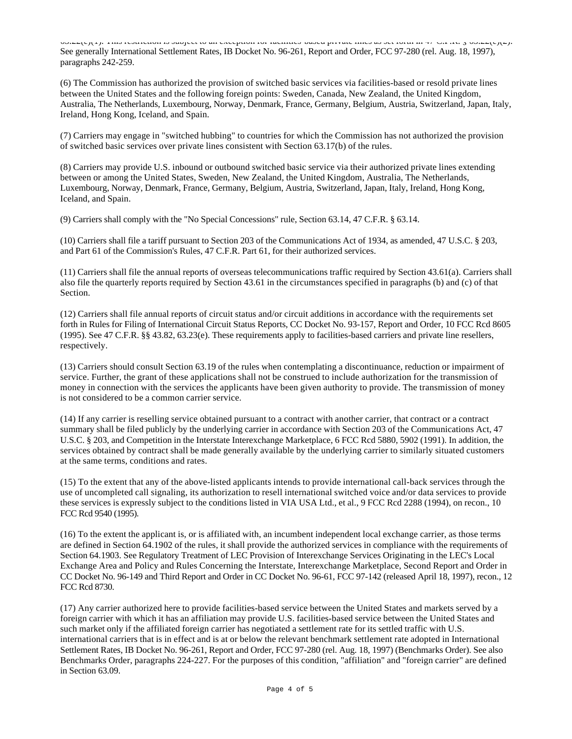63.22(c)(1). This restriction is subject to an exception for facilities-based private lines as set forth in 47 C.F.R. § 63.22(c)(2). See generally International Settlement Rates, IB Docket No. 96-261, Report and Order, FCC 97-280 (rel. Aug. 18, 1997), paragraphs 242-259.

(6) The Commission has authorized the provision of switched basic services via facilities-based or resold private lines between the United States and the following foreign points: Sweden, Canada, New Zealand, the United Kingdom, Australia, The Netherlands, Luxembourg, Norway, Denmark, France, Germany, Belgium, Austria, Switzerland, Japan, Italy, Ireland, Hong Kong, Iceland, and Spain.

(7) Carriers may engage in "switched hubbing" to countries for which the Commission has not authorized the provision of switched basic services over private lines consistent with Section 63.17(b) of the rules.

(8) Carriers may provide U.S. inbound or outbound switched basic service via their authorized private lines extending between or among the United States, Sweden, New Zealand, the United Kingdom, Australia, The Netherlands, Luxembourg, Norway, Denmark, France, Germany, Belgium, Austria, Switzerland, Japan, Italy, Ireland, Hong Kong, Iceland, and Spain.

(9) Carriers shall comply with the "No Special Concessions" rule, Section 63.14, 47 C.F.R. § 63.14.

(10) Carriers shall file a tariff pursuant to Section 203 of the Communications Act of 1934, as amended, 47 U.S.C. § 203, and Part 61 of the Commission's Rules, 47 C.F.R. Part 61, for their authorized services.

(11) Carriers shall file the annual reports of overseas telecommunications traffic required by Section 43.61(a). Carriers shall also file the quarterly reports required by Section 43.61 in the circumstances specified in paragraphs (b) and (c) of that Section.

(12) Carriers shall file annual reports of circuit status and/or circuit additions in accordance with the requirements set forth in Rules for Filing of International Circuit Status Reports, CC Docket No. 93-157, Report and Order, 10 FCC Rcd 8605 (1995). See 47 C.F.R. §§ 43.82, 63.23(e). These requirements apply to facilities-based carriers and private line resellers, respectively.

(13) Carriers should consult Section 63.19 of the rules when contemplating a discontinuance, reduction or impairment of service. Further, the grant of these applications shall not be construed to include authorization for the transmission of money in connection with the services the applicants have been given authority to provide. The transmission of money is not considered to be a common carrier service.

(14) If any carrier is reselling service obtained pursuant to a contract with another carrier, that contract or a contract summary shall be filed publicly by the underlying carrier in accordance with Section 203 of the Communications Act, 47 U.S.C. § 203, and Competition in the Interstate Interexchange Marketplace, 6 FCC Rcd 5880, 5902 (1991). In addition, the services obtained by contract shall be made generally available by the underlying carrier to similarly situated customers at the same terms, conditions and rates.

(15) To the extent that any of the above-listed applicants intends to provide international call-back services through the use of uncompleted call signaling, its authorization to resell international switched voice and/or data services to provide these services is expressly subject to the conditions listed in VIA USA Ltd., et al., 9 FCC Rcd 2288 (1994), on recon., 10 FCC Rcd 9540 (1995).

(16) To the extent the applicant is, or is affiliated with, an incumbent independent local exchange carrier, as those terms are defined in Section 64.1902 of the rules, it shall provide the authorized services in compliance with the requirements of Section 64.1903. See Regulatory Treatment of LEC Provision of Interexchange Services Originating in the LEC's Local Exchange Area and Policy and Rules Concerning the Interstate, Interexchange Marketplace, Second Report and Order in CC Docket No. 96-149 and Third Report and Order in CC Docket No. 96-61, FCC 97-142 (released April 18, 1997), recon., 12 FCC Rcd 8730.

(17) Any carrier authorized here to provide facilities-based service between the United States and markets served by a foreign carrier with which it has an affiliation may provide U.S. facilities-based service between the United States and such market only if the affiliated foreign carrier has negotiated a settlement rate for its settled traffic with U.S. international carriers that is in effect and is at or below the relevant benchmark settlement rate adopted in International Settlement Rates, IB Docket No. 96-261, Report and Order, FCC 97-280 (rel. Aug. 18, 1997) (Benchmarks Order). See also Benchmarks Order, paragraphs 224-227. For the purposes of this condition, "affiliation" and "foreign carrier" are defined in Section 63.09.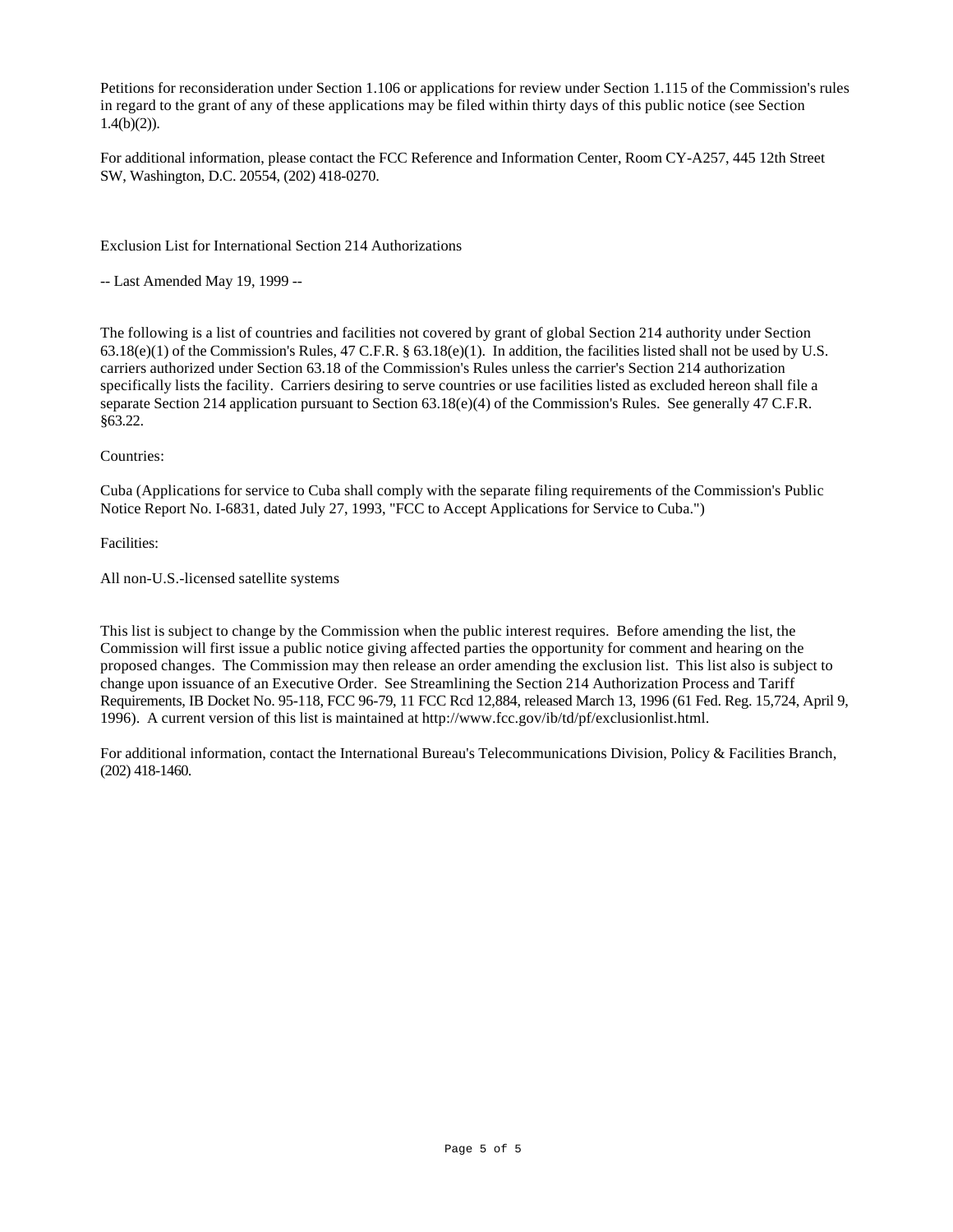Petitions for reconsideration under Section 1.106 or applications for review under Section 1.115 of the Commission's rules in regard to the grant of any of these applications may be filed within thirty days of this public notice (see Section 1.4(b)(2)).

For additional information, please contact the FCC Reference and Information Center, Room CY-A257, 445 12th Street SW, Washington, D.C. 20554, (202) 418-0270.

Exclusion List for International Section 214 Authorizations

-- Last Amended May 19, 1999 --

The following is a list of countries and facilities not covered by grant of global Section 214 authority under Section 63.18(e)(1) of the Commission's Rules, 47 C.F.R. § 63.18(e)(1). In addition, the facilities listed shall not be used by U.S. carriers authorized under Section 63.18 of the Commission's Rules unless the carrier's Section 214 authorization specifically lists the facility. Carriers desiring to serve countries or use facilities listed as excluded hereon shall file a separate Section 214 application pursuant to Section 63.18(e)(4) of the Commission's Rules. See generally 47 C.F.R. §63.22.

Countries:

Cuba (Applications for service to Cuba shall comply with the separate filing requirements of the Commission's Public Notice Report No. I-6831, dated July 27, 1993, "FCC to Accept Applications for Service to Cuba.")

Facilities:

All non-U.S.-licensed satellite systems

This list is subject to change by the Commission when the public interest requires. Before amending the list, the Commission will first issue a public notice giving affected parties the opportunity for comment and hearing on the proposed changes. The Commission may then release an order amending the exclusion list. This list also is subject to change upon issuance of an Executive Order. See Streamlining the Section 214 Authorization Process and Tariff Requirements, IB Docket No. 95-118, FCC 96-79, 11 FCC Rcd 12,884, released March 13, 1996 (61 Fed. Reg. 15,724, April 9, 1996). A current version of this list is maintained at http://www.fcc.gov/ib/td/pf/exclusionlist.html.

For additional information, contact the International Bureau's Telecommunications Division, Policy & Facilities Branch, (202) 418-1460.